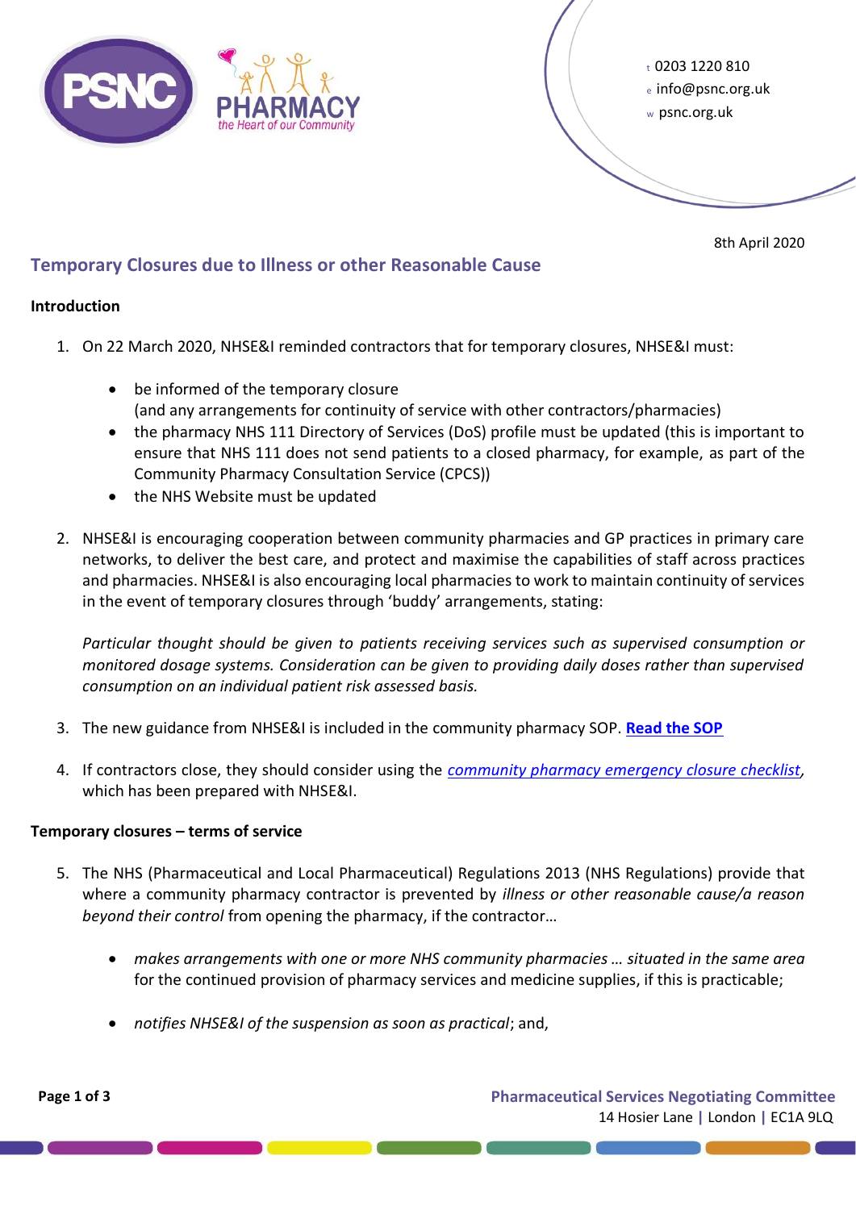PSNC

PHARMACY
the Heart of our Community

t 0203 1220 810
e info@psnc.org.uk
w psnc.org.uk

8th April 2020

## Temporary Closures due to Illness or other Reasonable Cause

### Introduction

1. On 22 March 2020, NHSE&I reminded contractors that for temporary closures, NHSE&I must:

    - be informed of the temporary closure
    (and any arrangements for continuity of service with other contractors/pharmacies)
    - the pharmacy NHS 111 Directory of Services (DoS) profile must be updated (this is important to ensure that NHS 111 does not send patients to a closed pharmacy, for example, as part of the Community Pharmacy Consultation Service (CPCS))
    - the NHS Website must be updated

2. NHSE&I is encouraging cooperation between community pharmacies and GP practices in primary care networks, to deliver the best care, and protect and maximise the capabilities of staff across practices and pharmacies. NHSE&I is also encouraging local pharmacies to work to maintain continuity of services in the event of temporary closures through 'buddy' arrangements, stating:

    *Particular thought should be given to patients receiving services such as supervised consumption or monitored dosage systems. Consideration can be given to providing daily doses rather than supervised consumption on an individual patient risk assessed basis.*

3. The new guidance from NHSE&I is included in the community pharmacy SOP. **Read the SOP**

4. If contractors close, they should consider using the *community pharmacy emergency closure checklist*, which has been prepared with NHSE&I.

### Temporary closures – terms of service

5. The NHS (Pharmaceutical and Local Pharmaceutical) Regulations 2013 (NHS Regulations) provide that where a community pharmacy contractor is prevented by *illness or other reasonable cause/a reason beyond their control* from opening the pharmacy, if the contractor…

    - *makes arrangements with one or more NHS community pharmacies … situated in the same area* for the continued provision of pharmacy services and medicine supplies, if this is practicable;

    - *notifies NHSE&I of the suspension as soon as practical*; and,

Pharmaceutical Services Negotiating Committee
14 Hosier Lane | London | EC1A 9LQ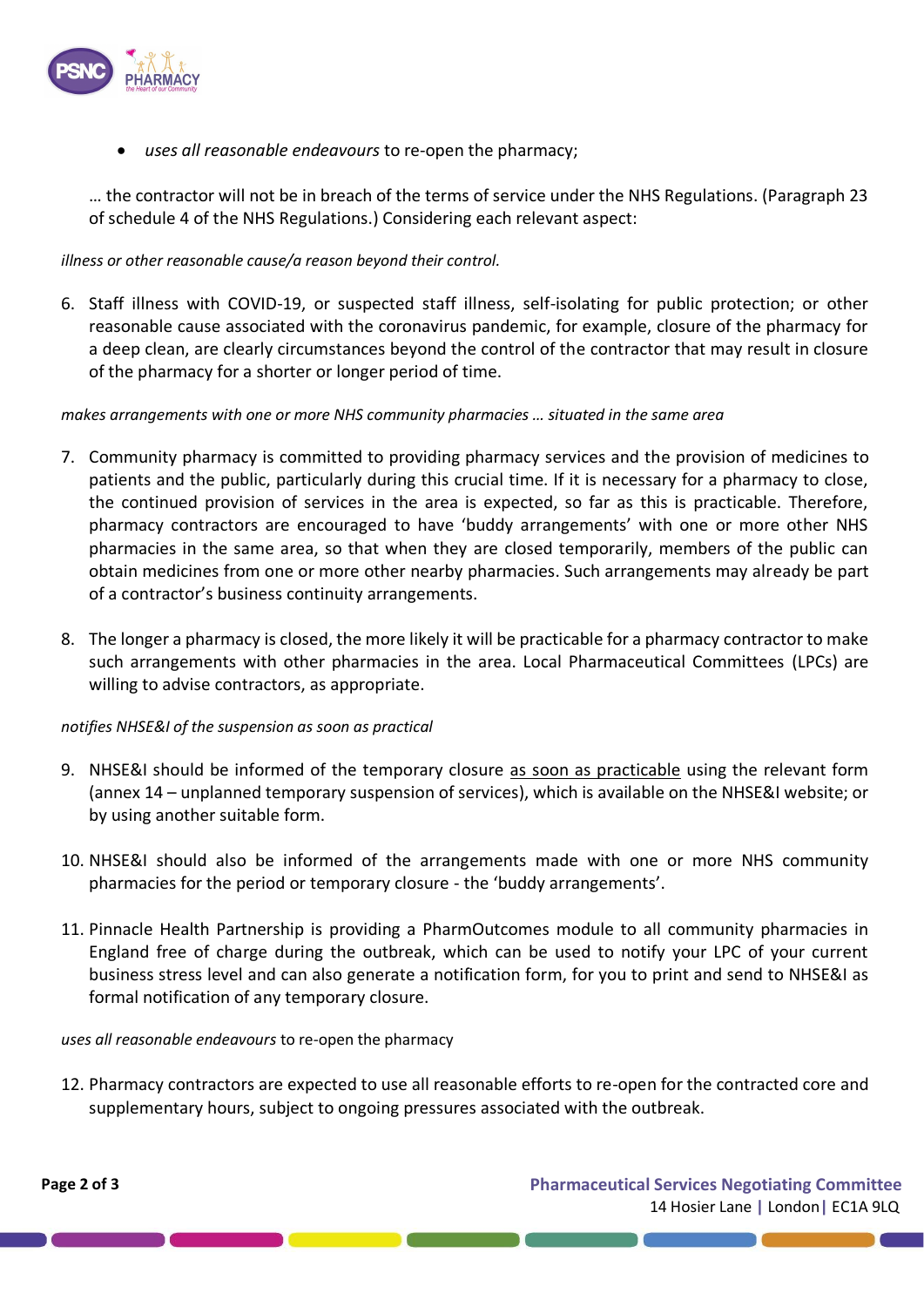- *uses all reasonable endeavours* to re-open the pharmacy;

… the contractor will not be in breach of the terms of service under the NHS Regulations. (Paragraph 23 of schedule 4 of the NHS Regulations.) Considering each relevant aspect:

*illness or other reasonable cause/a reason beyond their control.*

6. Staff illness with COVID-19, or suspected staff illness, self-isolating for public protection; or other reasonable cause associated with the coronavirus pandemic, for example, closure of the pharmacy for a deep clean, are clearly circumstances beyond the control of the contractor that may result in closure of the pharmacy for a shorter or longer period of time.

*makes arrangements with one or more NHS community pharmacies … situated in the same area*

7. Community pharmacy is committed to providing pharmacy services and the provision of medicines to patients and the public, particularly during this crucial time. If it is necessary for a pharmacy to close, the continued provision of services in the area is expected, so far as this is practicable. Therefore, pharmacy contractors are encouraged to have 'buddy arrangements' with one or more other NHS pharmacies in the same area, so that when they are closed temporarily, members of the public can obtain medicines from one or more other nearby pharmacies. Such arrangements may already be part of a contractor's business continuity arrangements.

8. The longer a pharmacy is closed, the more likely it will be practicable for a pharmacy contractor to make such arrangements with other pharmacies in the area. Local Pharmaceutical Committees (LPCs) are willing to advise contractors, as appropriate.

*notifies NHSE&I of the suspension as soon as practical*

9. NHSE&I should be informed of the temporary closure as soon as practicable using the relevant form (annex 14 – unplanned temporary suspension of services), which is available on the NHSE&I website; or by using another suitable form.

10. NHSE&I should also be informed of the arrangements made with one or more NHS community pharmacies for the period or temporary closure - the 'buddy arrangements'.

11. Pinnacle Health Partnership is providing a PharmOutcomes module to all community pharmacies in England free of charge during the outbreak, which can be used to notify your LPC of your current business stress level and can also generate a notification form, for you to print and send to NHSE&I as formal notification of any temporary closure.

*uses all reasonable endeavours* to re-open the pharmacy

12. Pharmacy contractors are expected to use all reasonable efforts to re-open for the contracted core and supplementary hours, subject to ongoing pressures associated with the outbreak.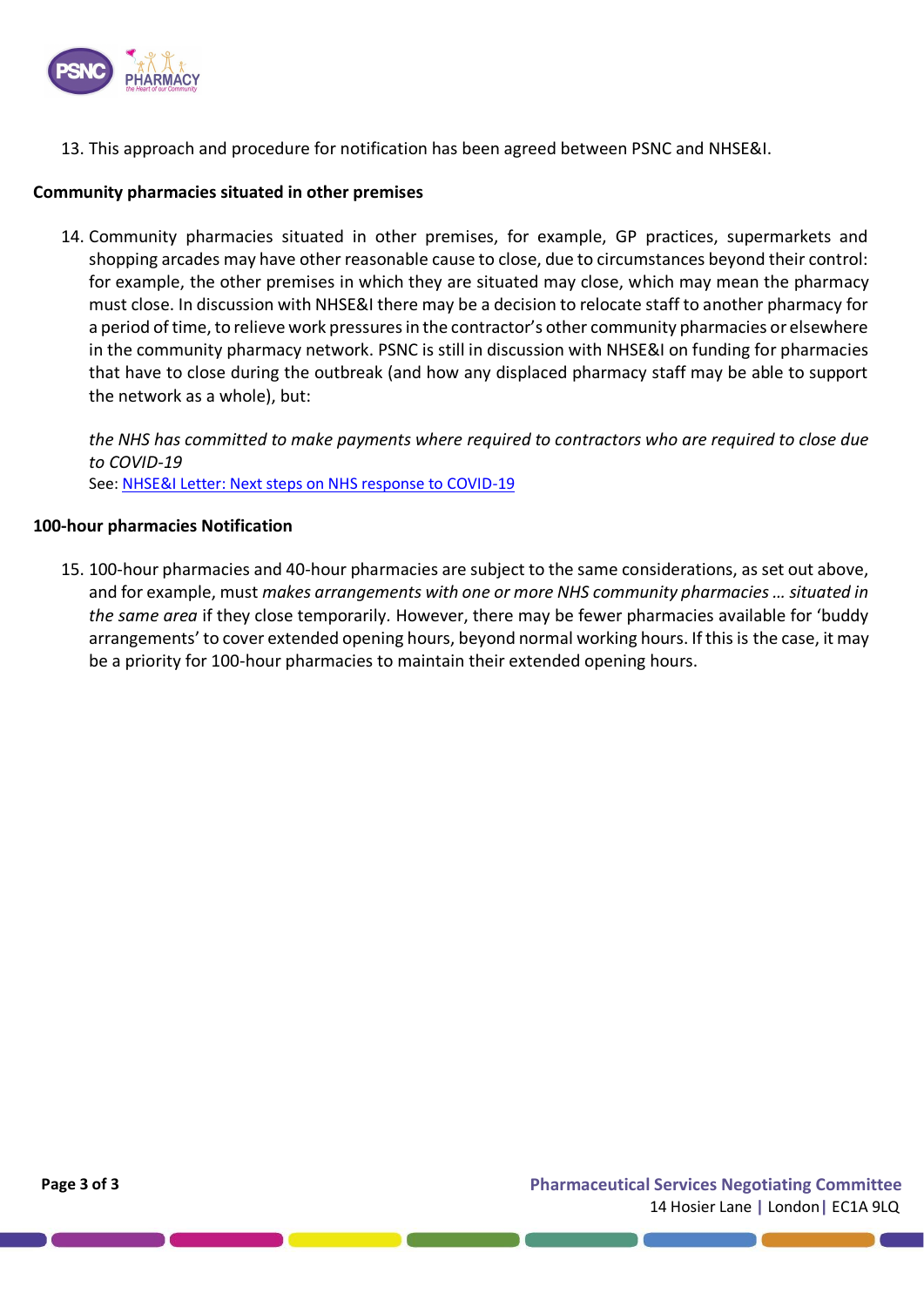13. This approach and procedure for notification has been agreed between PSNC and NHSE&I.

**Community pharmacies situated in other premises**

14. Community pharmacies situated in other premises, for example, GP practices, supermarkets and shopping arcades may have other reasonable cause to close, due to circumstances beyond their control: for example, the other premises in which they are situated may close, which may mean the pharmacy must close. In discussion with NHSE&I there may be a decision to relocate staff to another pharmacy for a period of time, to relieve work pressures in the contractor's other community pharmacies or elsewhere in the community pharmacy network. PSNC is still in discussion with NHSE&I on funding for pharmacies that have to close during the outbreak (and how any displaced pharmacy staff may be able to support the network as a whole), but:

    *the NHS has committed to make payments where required to contractors who are required to close due to COVID-19*

    See: NHSE&I Letter: Next steps on NHS response to COVID-19

**100-hour pharmacies Notification**

15. 100-hour pharmacies and 40-hour pharmacies are subject to the same considerations, as set out above, and for example, must *makes arrangements with one or more NHS community pharmacies … situated in the same area* if they close temporarily. However, there may be fewer pharmacies available for 'buddy arrangements' to cover extended opening hours, beyond normal working hours. If this is the case, it may be a priority for 100-hour pharmacies to maintain their extended opening hours.